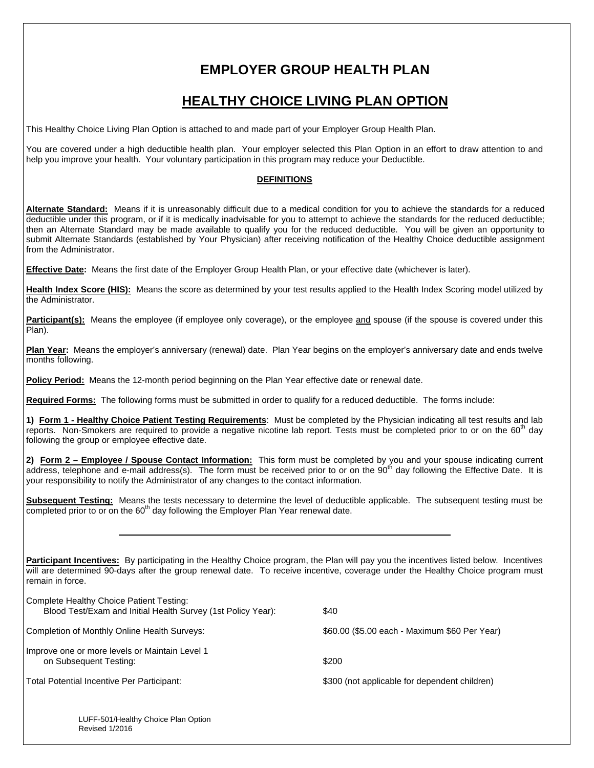# EMPLOYER GROUP HEALTH PLAN

## HEALTHY CHOICE LIVING PLAN OPTION

This Healthy Choice Living Plan Option is attached to and made part of your Employer Group Health Plan.

You are covered under a high deductible health plan. Your employer selected this Plan Option in an effort to draw attention to and help you improve your health. Your voluntary participation in this program may reduce your Deductible.

### DEFINITIONS

**Alternate Standard:** Means if it is unreasonably difficult due to a medical condition for you to achieve the standards for a reduced deductible under this program, or if it is medically inadvisable for you to attempt to achieve the standards for the reduced deductible; then an Alternate Standard may be made available to qualify you for the reduced deductible. You will be given an opportunity to submit Alternate Standards (established by Your Physician) after receiving notification of the Healthy Choice deductible assignment from the Administrator.

**Effective Date:** Means the first date of the Employer Group Health Plan, or your effective date (whichever is later).

**Health Index Score (HIS):** Means the score as determined by your test results applied to the Health Index Scoring model utilized by the Administrator.

**Participant(s):** Means the employee (if employee only coverage), or the employee and spouse (if the spouse is covered under this Plan).

**Plan Year:** Means the employer's anniversary (renewal) date. Plan Year begins on the employer's anniversary date and ends twelve months following.

**Policy Period:** Means the 12-month period beginning on the Plan Year effective date or renewal date.

**Required Forms:** The following forms must be submitted in order to qualify for a reduced deductible. The forms include:

**1) Form 1 - Healthy Choice Patient Testing Requirements**: Must be completed by the Physician indicating all test results and lab reports. Non-Smokers are required to provide a negative nicotine lab report. Tests must be completed prior to or on the 60th day following the group or employee effective date.

**2) Form 2 – Employee / Spouse Contact Information:** This form must be completed by you and your spouse indicating current address, telephone and e-mail address(s). The form must be received prior to or on the 90th day following the Effective Date. It is your responsibility to notify the Administrator of any changes to the contact information.

**Subsequent Testing:** Means the tests necessary to determine the level of deductible applicable. The subsequent testing must be completed prior to or on the 60th day following the Employer Plan Year renewal date.

---

**Participant Incentives:** By participating in the Healthy Choice program, the Plan will pay you the incentives listed below. Incentives will are determined 90-days after the group renewal date. To receive incentive, coverage under the Healthy Choice program must remain in force.

| | |
|---|---|
| Complete Healthy Choice Patient Testing: Blood Test/Exam and Initial Health Survey (1st Policy Year): | $40 |
| Completion of Monthly Online Health Surveys: | $60.00 ($5.00 each - Maximum $60 Per Year) |
| Improve one or more levels or Maintain Level 1 on Subsequent Testing: | $200 |
| Total Potential Incentive Per Participant: | $300 (not applicable for dependent children) |

LUFF-501/Healthy Choice Plan Option
Revised 1/2016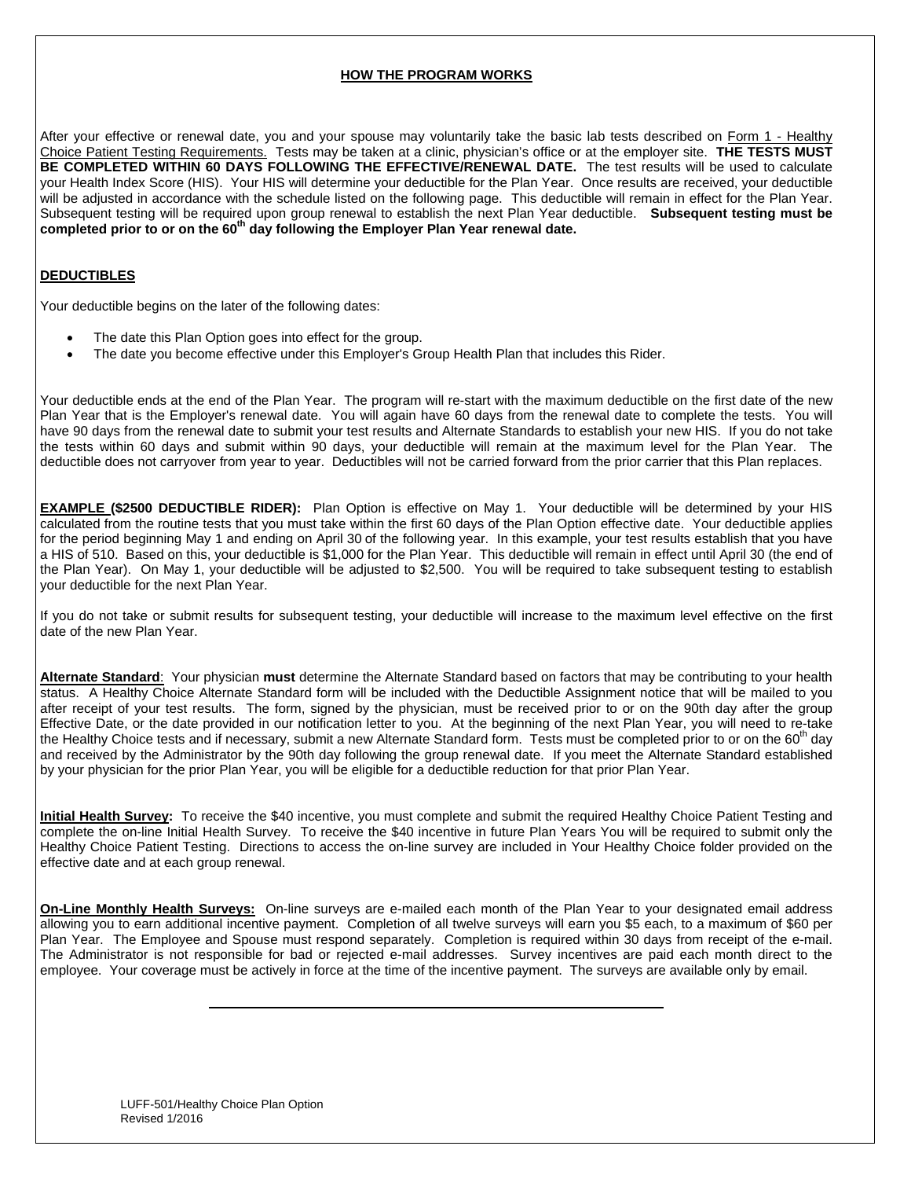## HOW THE PROGRAM WORKS

After your effective or renewal date, you and your spouse may voluntarily take the basic lab tests described on Form 1 - Healthy Choice Patient Testing Requirements. Tests may be taken at a clinic, physician's office or at the employer site. **THE TESTS MUST BE COMPLETED WITHIN 60 DAYS FOLLOWING THE EFFECTIVE/RENEWAL DATE.** The test results will be used to calculate your Health Index Score (HIS). Your HIS will determine your deductible for the Plan Year. Once results are received, your deductible will be adjusted in accordance with the schedule listed on the following page. This deductible will remain in effect for the Plan Year. Subsequent testing will be required upon group renewal to establish the next Plan Year deductible. **Subsequent testing must be completed prior to or on the 60th day following the Employer Plan Year renewal date.**

## DEDUCTIBLES

Your deductible begins on the later of the following dates:

- The date this Plan Option goes into effect for the group.
- The date you become effective under this Employer's Group Health Plan that includes this Rider.

Your deductible ends at the end of the Plan Year. The program will re-start with the maximum deductible on the first date of the new Plan Year that is the Employer's renewal date. You will again have 60 days from the renewal date to complete the tests. You will have 90 days from the renewal date to submit your test results and Alternate Standards to establish your new HIS. If you do not take the tests within 60 days and submit within 90 days, your deductible will remain at the maximum level for the Plan Year. The deductible does not carryover from year to year. Deductibles will not be carried forward from the prior carrier that this Plan replaces.

**EXAMPLE ($2500 DEDUCTIBLE RIDER):** Plan Option is effective on May 1. Your deductible will be determined by your HIS calculated from the routine tests that you must take within the first 60 days of the Plan Option effective date. Your deductible applies for the period beginning May 1 and ending on April 30 of the following year. In this example, your test results establish that you have a HIS of 510. Based on this, your deductible is $1,000 for the Plan Year. This deductible will remain in effect until April 30 (the end of the Plan Year). On May 1, your deductible will be adjusted to $2,500. You will be required to take subsequent testing to establish your deductible for the next Plan Year.

If you do not take or submit results for subsequent testing, your deductible will increase to the maximum level effective on the first date of the new Plan Year.

**Alternate Standard**: Your physician **must** determine the Alternate Standard based on factors that may be contributing to your health status. A Healthy Choice Alternate Standard form will be included with the Deductible Assignment notice that will be mailed to you after receipt of your test results. The form, signed by the physician, must be received prior to or on the 90th day after the group Effective Date, or the date provided in our notification letter to you. At the beginning of the next Plan Year, you will need to re-take the Healthy Choice tests and if necessary, submit a new Alternate Standard form. Tests must be completed prior to or on the 60th day and received by the Administrator by the 90th day following the group renewal date. If you meet the Alternate Standard established by your physician for the prior Plan Year, you will be eligible for a deductible reduction for that prior Plan Year.

**Initial Health Survey:** To receive the $40 incentive, you must complete and submit the required Healthy Choice Patient Testing and complete the on-line Initial Health Survey. To receive the $40 incentive in future Plan Years You will be required to submit only the Healthy Choice Patient Testing. Directions to access the on-line survey are included in Your Healthy Choice folder provided on the effective date and at each group renewal.

**On-Line Monthly Health Surveys:** On-line surveys are e-mailed each month of the Plan Year to your designated email address allowing you to earn additional incentive payment. Completion of all twelve surveys will earn you $5 each, to a maximum of $60 per Plan Year. The Employee and Spouse must respond separately. Completion is required within 30 days from receipt of the e-mail. The Administrator is not responsible for bad or rejected e-mail addresses. Survey incentives are paid each month direct to the employee. Your coverage must be actively in force at the time of the incentive payment. The surveys are available only by email.

---

LUFF-501/Healthy Choice Plan Option
Revised 1/2016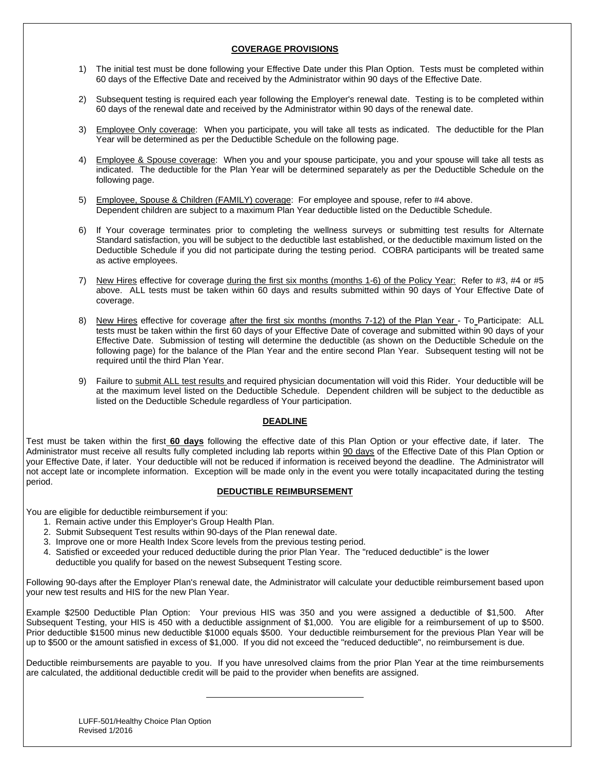## COVERAGE PROVISIONS

1) The initial test must be done following your Effective Date under this Plan Option. Tests must be completed within 60 days of the Effective Date and received by the Administrator within 90 days of the Effective Date.

2) Subsequent testing is required each year following the Employer's renewal date. Testing is to be completed within 60 days of the renewal date and received by the Administrator within 90 days of the renewal date.

3) Employee Only coverage: When you participate, you will take all tests as indicated. The deductible for the Plan Year will be determined as per the Deductible Schedule on the following page.

4) Employee & Spouse coverage: When you and your spouse participate, you and your spouse will take all tests as indicated. The deductible for the Plan Year will be determined separately as per the Deductible Schedule on the following page.

5) Employee, Spouse & Children (FAMILY) coverage: For employee and spouse, refer to #4 above. Dependent children are subject to a maximum Plan Year deductible listed on the Deductible Schedule.

6) If Your coverage terminates prior to completing the wellness surveys or submitting test results for Alternate Standard satisfaction, you will be subject to the deductible last established, or the deductible maximum listed on the Deductible Schedule if you did not participate during the testing period. COBRA participants will be treated same as active employees.

7) New Hires effective for coverage during the first six months (months 1-6) of the Policy Year: Refer to #3, #4 or #5 above. ALL tests must be taken within 60 days and results submitted within 90 days of Your Effective Date of coverage.

8) New Hires effective for coverage after the first six months (months 7-12) of the Plan Year - To Participate: ALL tests must be taken within the first 60 days of your Effective Date of coverage and submitted within 90 days of your Effective Date. Submission of testing will determine the deductible (as shown on the Deductible Schedule on the following page) for the balance of the Plan Year and the entire second Plan Year. Subsequent testing will not be required until the third Plan Year.

9) Failure to submit ALL test results and required physician documentation will void this Rider. Your deductible will be at the maximum level listed on the Deductible Schedule. Dependent children will be subject to the deductible as listed on the Deductible Schedule regardless of Your participation.

## DEADLINE

Test must be taken within the first **60 days** following the effective date of this Plan Option or your effective date, if later. The Administrator must receive all results fully completed including lab reports within 90 days of the Effective Date of this Plan Option or your Effective Date, if later. Your deductible will not be reduced if information is received beyond the deadline. The Administrator will not accept late or incomplete information. Exception will be made only in the event you were totally incapacitated during the testing period.

## DEDUCTIBLE REIMBURSEMENT

You are eligible for deductible reimbursement if you:

1. Remain active under this Employer's Group Health Plan.
2. Submit Subsequent Test results within 90-days of the Plan renewal date.
3. Improve one or more Health Index Score levels from the previous testing period.
4. Satisfied or exceeded your reduced deductible during the prior Plan Year. The "reduced deductible" is the lower deductible you qualify for based on the newest Subsequent Testing score.

Following 90-days after the Employer Plan's renewal date, the Administrator will calculate your deductible reimbursement based upon your new test results and HIS for the new Plan Year.

Example $2500 Deductible Plan Option: Your previous HIS was 350 and you were assigned a deductible of $1,500. After Subsequent Testing, your HIS is 450 with a deductible assignment of $1,000. You are eligible for a reimbursement of up to $500. Prior deductible $1500 minus new deductible $1000 equals $500. Your deductible reimbursement for the previous Plan Year will be up to $500 or the amount satisfied in excess of $1,000. If you did not exceed the "reduced deductible", no reimbursement is due.

Deductible reimbursements are payable to you. If you have unresolved claims from the prior Plan Year at the time reimbursements are calculated, the additional deductible credit will be paid to the provider when benefits are assigned.

LUFF-501/Healthy Choice Plan Option
Revised 1/2016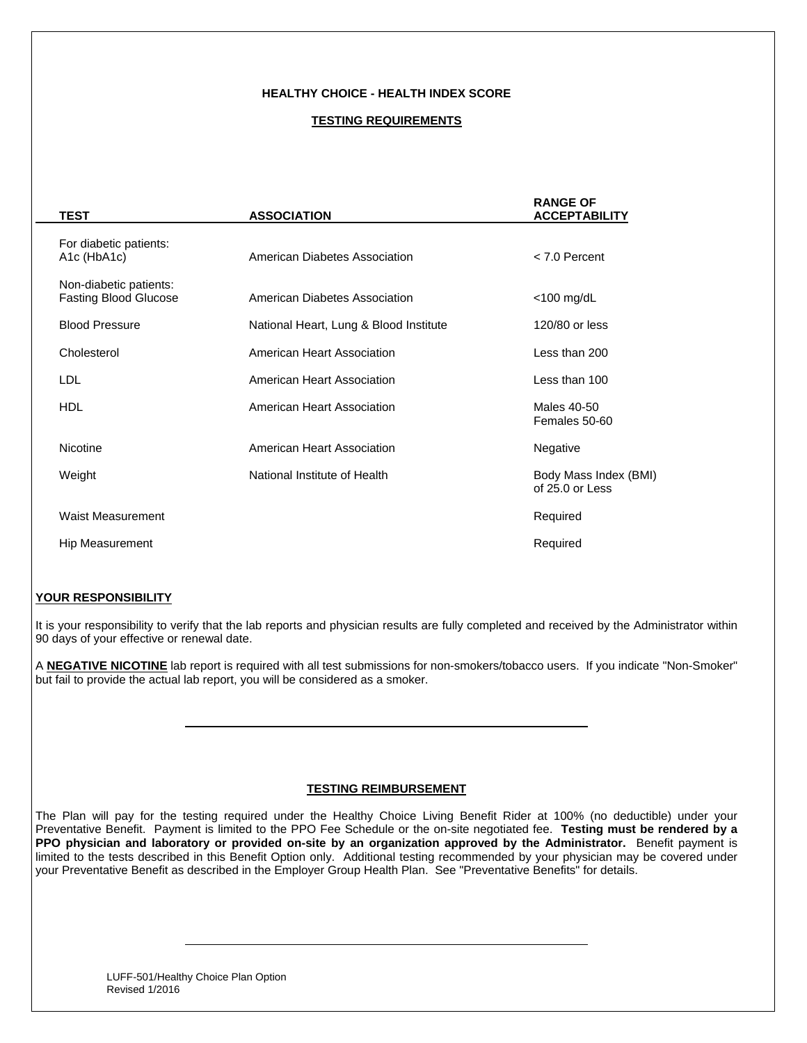# HEALTHY CHOICE - HEALTH INDEX SCORE

## TESTING REQUIREMENTS

| TEST | ASSOCIATION | RANGE OF ACCEPTABILITY |
|---|---|---|
| For diabetic patients: A1c (HbA1c) | American Diabetes Association | < 7.0 Percent |
| Non-diabetic patients: Fasting Blood Glucose | American Diabetes Association | <100 mg/dL |
| Blood Pressure | National Heart, Lung & Blood Institute | 120/80 or less |
| Cholesterol | American Heart Association | Less than 200 |
| LDL | American Heart Association | Less than 100 |
| HDL | American Heart Association | Males 40-50 Females 50-60 |
| Nicotine | American Heart Association | Negative |
| Weight | National Institute of Health | Body Mass Index (BMI) of 25.0 or Less |
| Waist Measurement | | Required |
| Hip Measurement | | Required |

**YOUR RESPONSIBILITY**

It is your responsibility to verify that the lab reports and physician results are fully completed and received by the Administrator within 90 days of your effective or renewal date.

A **NEGATIVE NICOTINE** lab report is required with all test submissions for non-smokers/tobacco users. If you indicate "Non-Smoker" but fail to provide the actual lab report, you will be considered as a smoker.

---

## TESTING REIMBURSEMENT

The Plan will pay for the testing required under the Healthy Choice Living Benefit Rider at 100% (no deductible) under your Preventative Benefit. Payment is limited to the PPO Fee Schedule or the on-site negotiated fee. **Testing must be rendered by a PPO physician and laboratory or provided on-site by an organization approved by the Administrator.** Benefit payment is limited to the tests described in this Benefit Option only. Additional testing recommended by your physician may be covered under your Preventative Benefit as described in the Employer Group Health Plan. See "Preventative Benefits" for details.

---

LUFF-501/Healthy Choice Plan Option
Revised 1/2016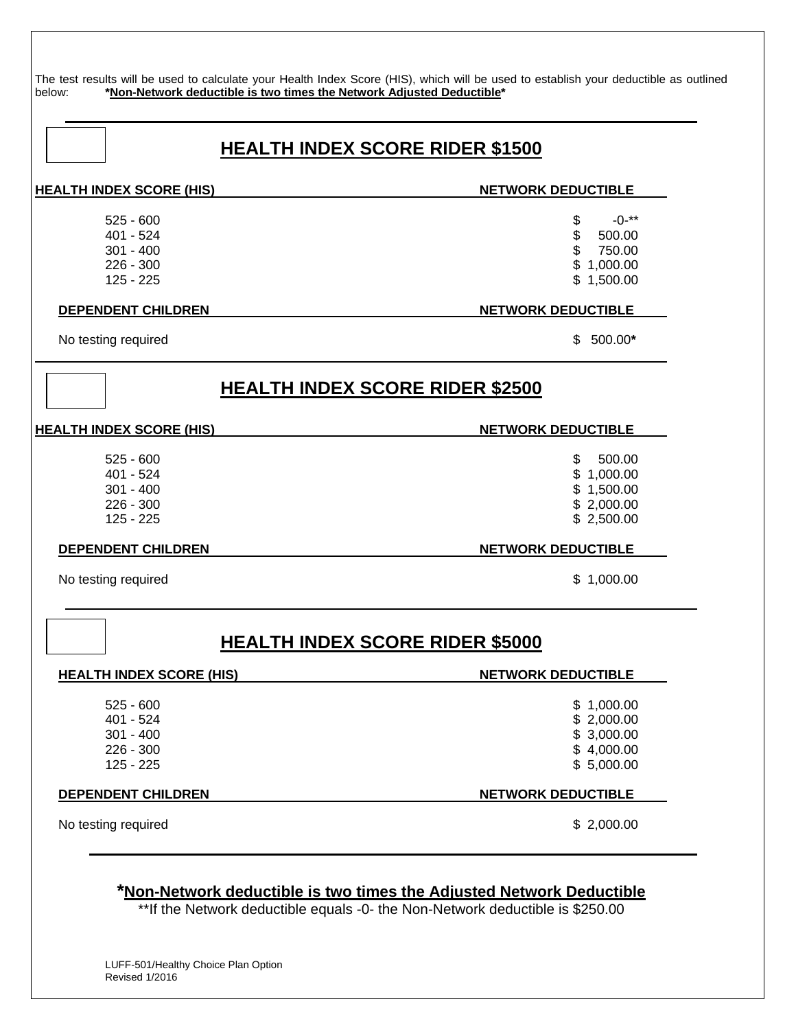The test results will be used to calculate your Health Index Score (HIS), which will be used to establish your deductible as outlined below: ***Non-Network deductible is two times the Network Adjusted Deductible***

## HEALTH INDEX SCORE RIDER $1500

| HEALTH INDEX SCORE (HIS) | NETWORK DEDUCTIBLE |
|---|---|
| 525 - 600 | $ -0-** |
| 401 - 524 | $ 500.00 |
| 301 - 400 | $ 750.00 |
| 226 - 300 | $ 1,000.00 |
| 125 - 225 | $ 1,500.00 |

| DEPENDENT CHILDREN | NETWORK DEDUCTIBLE |
|---|---|
| No testing required | $ 500.00* |

## HEALTH INDEX SCORE RIDER $2500

| HEALTH INDEX SCORE (HIS) | NETWORK DEDUCTIBLE |
|---|---|
| 525 - 600 | $ 500.00 |
| 401 - 524 | $ 1,000.00 |
| 301 - 400 | $ 1,500.00 |
| 226 - 300 | $ 2,000.00 |
| 125 - 225 | $ 2,500.00 |

| DEPENDENT CHILDREN | NETWORK DEDUCTIBLE |
|---|---|
| No testing required | $ 1,000.00 |

## HEALTH INDEX SCORE RIDER $5000

| HEALTH INDEX SCORE (HIS) | NETWORK DEDUCTIBLE |
|---|---|
| 525 - 600 | $ 1,000.00 |
| 401 - 524 | $ 2,000.00 |
| 301 - 400 | $ 3,000.00 |
| 226 - 300 | $ 4,000.00 |
| 125 - 225 | $ 5,000.00 |

| DEPENDENT CHILDREN | NETWORK DEDUCTIBLE |
|---|---|
| No testing required | $ 2,000.00 |

***Non-Network deductible is two times the Adjusted Network Deductible**

**If the Network deductible equals -0- the Non-Network deductible is $250.00

LUFF-501/Healthy Choice Plan Option
Revised 1/2016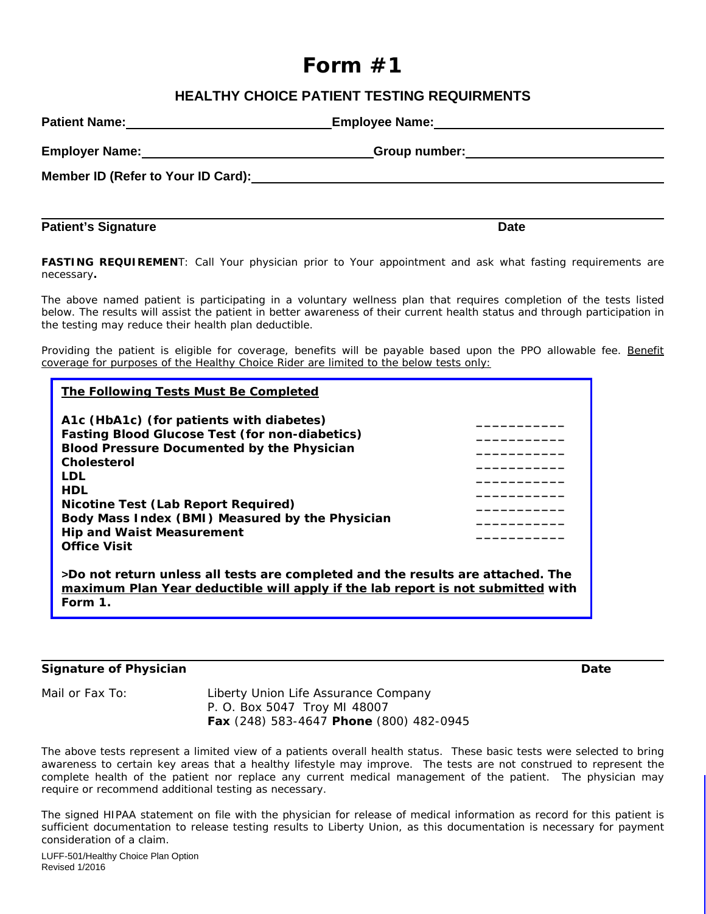# Form #1

## HEALTHY CHOICE PATIENT TESTING REQUIRMENTS

**Patient Name:** ______________________________ **Employee Name:** ______________________________

**Employer Name:** ______________________________ **Group number:** ______________________________

**Member ID (Refer to Your ID Card):** ______________________________

______________________________________________________________________________

**Patient's Signature** **Date**

**FASTING REQUIREMEN**T: Call Your physician prior to Your appointment and ask what fasting requirements are necessary**.**

The above named patient is participating in a voluntary wellness plan that requires completion of the tests listed below. The results will assist the patient in better awareness of their current health status and through participation in the testing may reduce their health plan deductible.

Providing the patient is eligible for coverage, benefits will be payable based upon the PPO allowable fee. <u>Benefit coverage for purposes of the Healthy Choice Rider are limited to the below tests only:</u>

**<u>The Following Tests Must Be Completed</u>**

| | |
|---|---|
| **A1c (HbA1c) (for patients with diabetes)** | ___________ |
| **Fasting Blood Glucose Test (for non-diabetics)** | ___________ |
| **Blood Pressure Documented by the Physician** | ___________ |
| **Cholesterol** | ___________ |
| **LDL** | ___________ |
| **HDL** | ___________ |
| **Nicotine Test (Lab Report Required)** | ___________ |
| **Body Mass Index (BMI) Measured by the Physician** | ___________ |
| **Hip and Waist Measurement** | ___________ |
| **Office Visit** | |

**>Do not return unless all tests are completed and the results are attached. The <u>maximum Plan Year deductible will apply if the lab report is not submitted</u> with Form 1.**

______________________________________________________________________________

**Signature of Physician** **Date**

Mail or Fax To: Liberty Union Life Assurance Company
P. O. Box 5047 Troy MI 48007
**Fax** (248) 583-4647 **Phone** (800) 482-0945

The above tests represent a limited view of a patients overall health status. These basic tests were selected to bring awareness to certain key areas that a healthy lifestyle may improve. The tests are not construed to represent the complete health of the patient nor replace any current medical management of the patient. The physician may require or recommend additional testing as necessary.

The signed HIPAA statement on file with the physician for release of medical information as record for this patient is sufficient documentation to release testing results to Liberty Union, as this documentation is necessary for payment consideration of a claim.

LUFF-501/Healthy Choice Plan Option
Revised 1/2016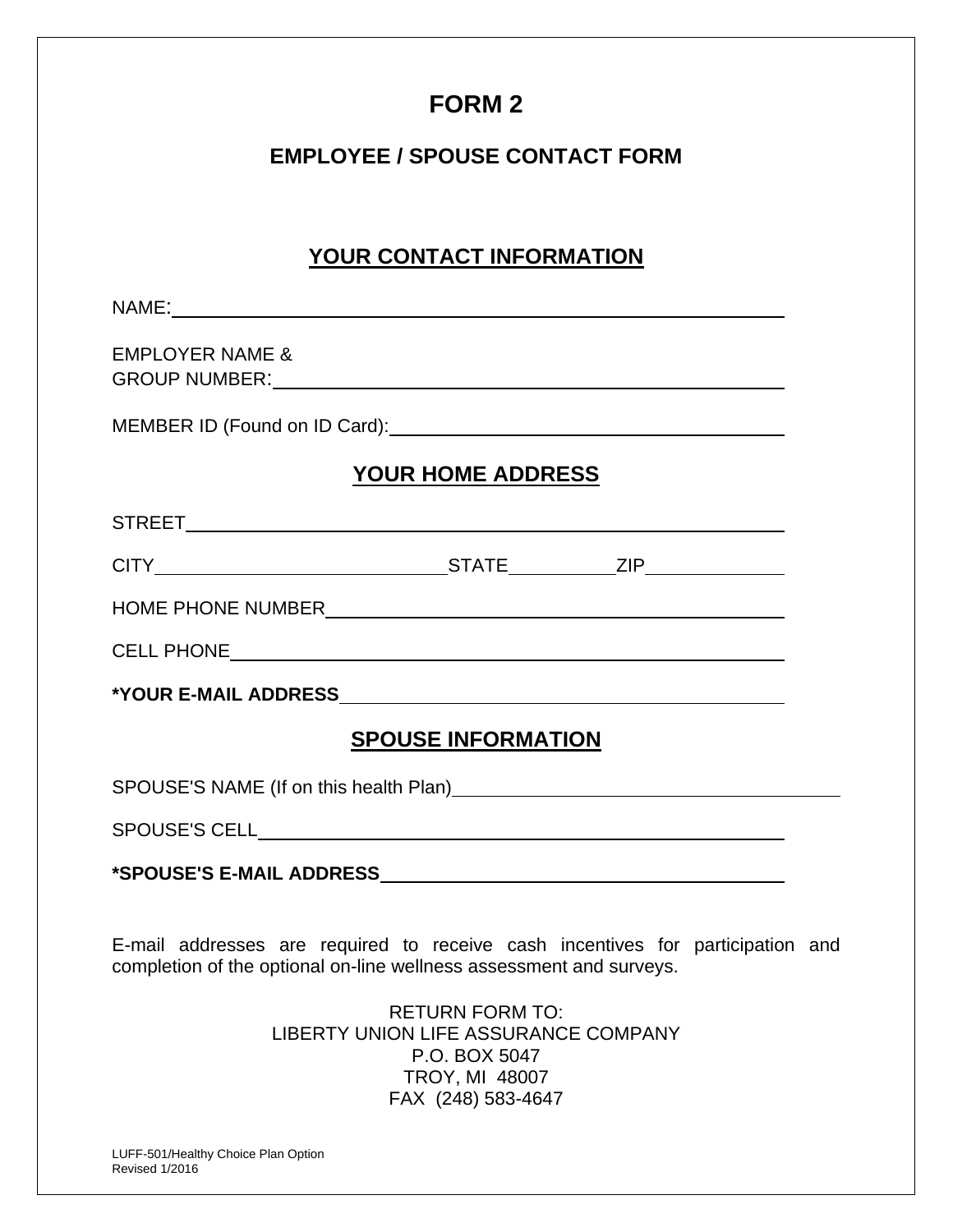# FORM 2

## EMPLOYEE / SPOUSE CONTACT FORM

## YOUR CONTACT INFORMATION

NAME: ____________________________________________

EMPLOYER NAME &
GROUP NUMBER: ____________________________________________

MEMBER ID (Found on ID Card): ______________________________

## YOUR HOME ADDRESS

STREET ____________________________________________

CITY ______________________ STATE __________ ZIP ____________

HOME PHONE NUMBER ______________________________________

CELL PHONE ____________________________________________

**\*YOUR E-MAIL ADDRESS** ______________________________________

## SPOUSE INFORMATION

SPOUSE'S NAME (If on this health Plan) ______________________________

SPOUSE'S CELL ____________________________________________

**\*SPOUSE'S E-MAIL ADDRESS** ____________________________________

E-mail addresses are required to receive cash incentives for participation and completion of the optional on-line wellness assessment and surveys.

RETURN FORM TO:
LIBERTY UNION LIFE ASSURANCE COMPANY
P.O. BOX 5047
TROY, MI 48007
FAX (248) 583-4647

LUFF-501/Healthy Choice Plan Option
Revised 1/2016